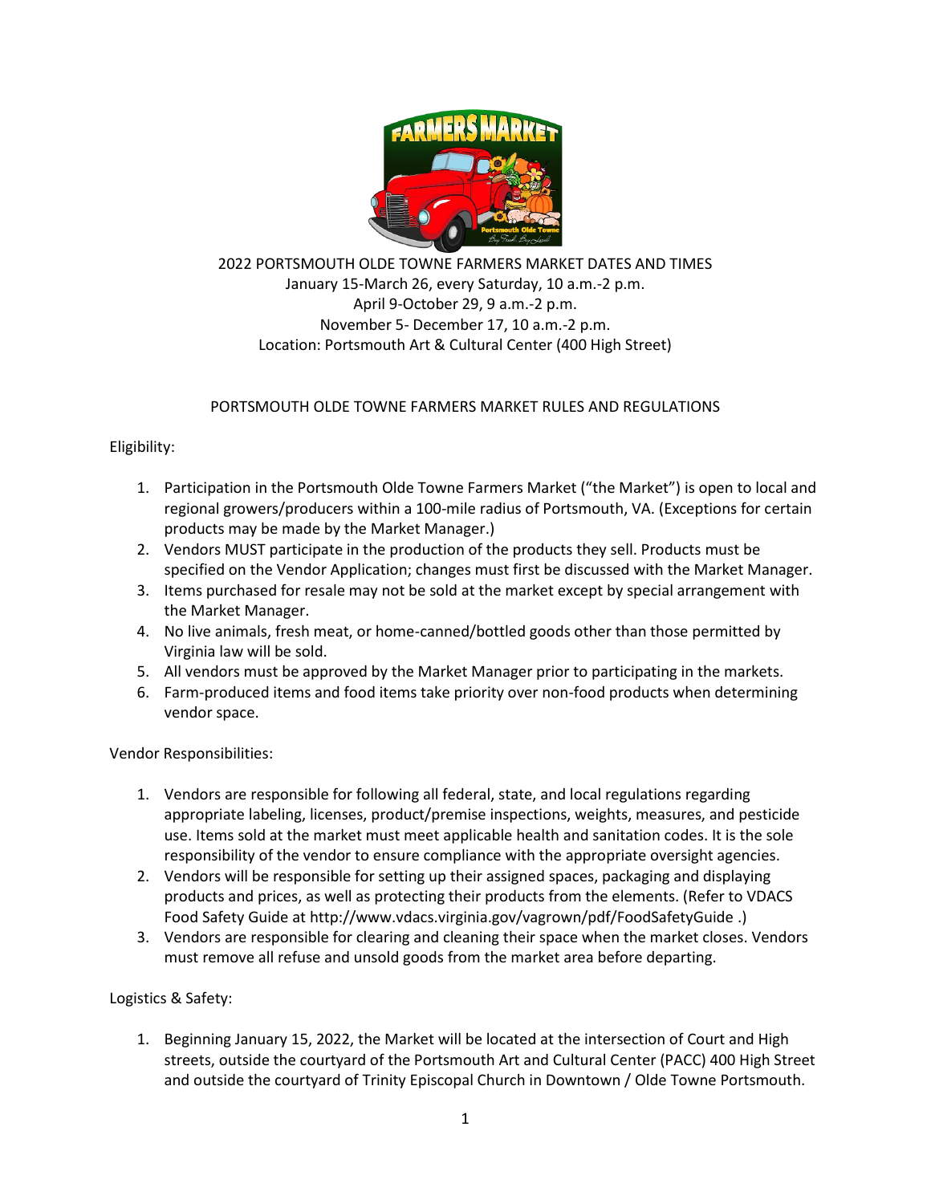2022 PORTSMOUTH OLDE TOWNE FARMERS MARKET DATES AND TIMES
January 15-March 26, every Saturday, 10 a.m.-2 p.m.
April 9-October 29, 9 a.m.-2 p.m.
November 5- December 17, 10 a.m.-2 p.m.
Location: Portsmouth Art & Cultural Center (400 High Street)

# PORTSMOUTH OLDE TOWNE FARMERS MARKET RULES AND REGULATIONS

## Eligibility:

1. Participation in the Portsmouth Olde Towne Farmers Market ("the Market") is open to local and regional growers/producers within a 100-mile radius of Portsmouth, VA. (Exceptions for certain products may be made by the Market Manager.)
2. Vendors MUST participate in the production of the products they sell. Products must be specified on the Vendor Application; changes must first be discussed with the Market Manager.
3. Items purchased for resale may not be sold at the market except by special arrangement with the Market Manager.
4. No live animals, fresh meat, or home-canned/bottled goods other than those permitted by Virginia law will be sold.
5. All vendors must be approved by the Market Manager prior to participating in the markets.
6. Farm-produced items and food items take priority over non-food products when determining vendor space.

## Vendor Responsibilities:

1. Vendors are responsible for following all federal, state, and local regulations regarding appropriate labeling, licenses, product/premise inspections, weights, measures, and pesticide use. Items sold at the market must meet applicable health and sanitation codes. It is the sole responsibility of the vendor to ensure compliance with the appropriate oversight agencies.
2. Vendors will be responsible for setting up their assigned spaces, packaging and displaying products and prices, as well as protecting their products from the elements. (Refer to VDACS Food Safety Guide at http://www.vdacs.virginia.gov/vagrown/pdf/FoodSafetyGuide .)
3. Vendors are responsible for clearing and cleaning their space when the market closes. Vendors must remove all refuse and unsold goods from the market area before departing.

## Logistics & Safety:

1. Beginning January 15, 2022, the Market will be located at the intersection of Court and High streets, outside the courtyard of the Portsmouth Art and Cultural Center (PACC) 400 High Street and outside the courtyard of Trinity Episcopal Church in Downtown / Olde Towne Portsmouth.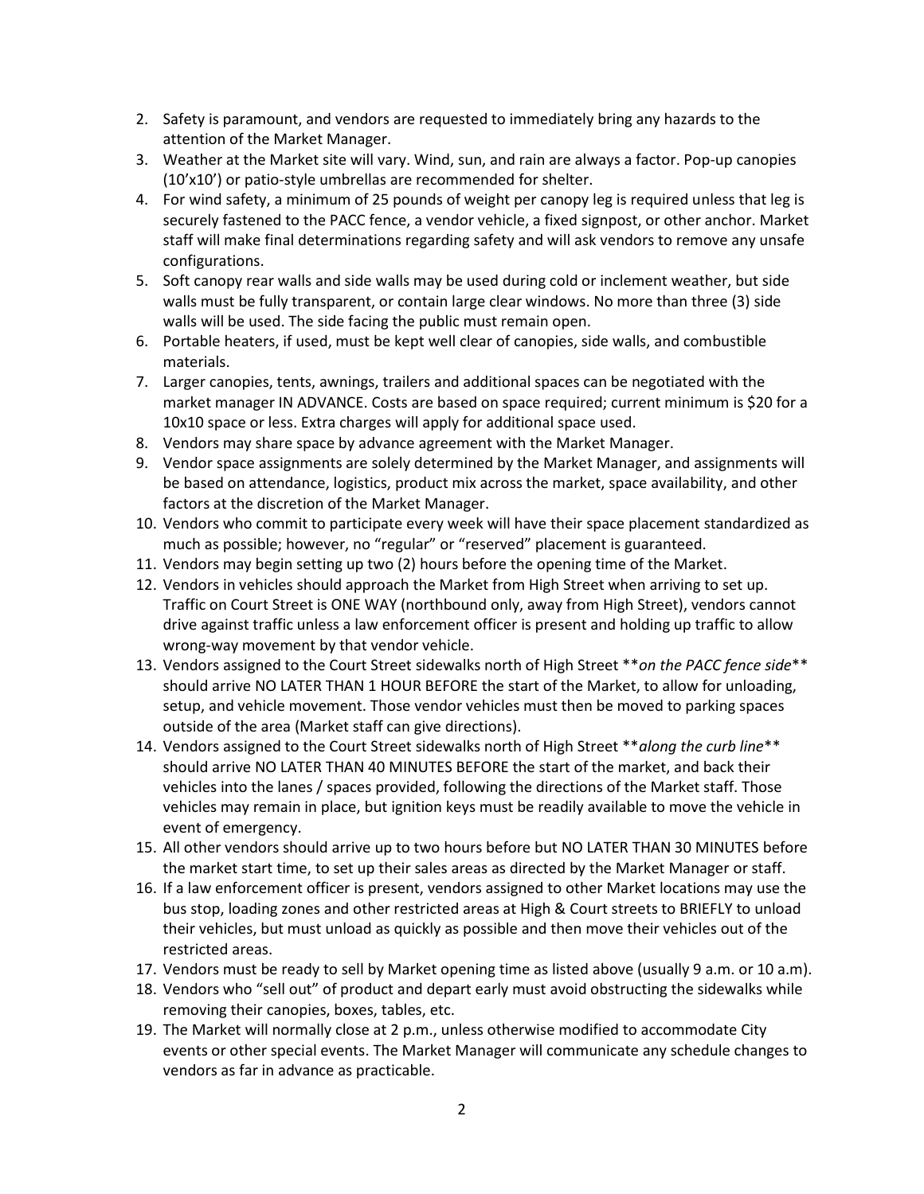2. Safety is paramount, and vendors are requested to immediately bring any hazards to the attention of the Market Manager.
3. Weather at the Market site will vary. Wind, sun, and rain are always a factor. Pop-up canopies (10'x10') or patio-style umbrellas are recommended for shelter.
4. For wind safety, a minimum of 25 pounds of weight per canopy leg is required unless that leg is securely fastened to the PACC fence, a vendor vehicle, a fixed signpost, or other anchor. Market staff will make final determinations regarding safety and will ask vendors to remove any unsafe configurations.
5. Soft canopy rear walls and side walls may be used during cold or inclement weather, but side walls must be fully transparent, or contain large clear windows. No more than three (3) side walls will be used. The side facing the public must remain open.
6. Portable heaters, if used, must be kept well clear of canopies, side walls, and combustible materials.
7. Larger canopies, tents, awnings, trailers and additional spaces can be negotiated with the market manager IN ADVANCE. Costs are based on space required; current minimum is $20 for a 10x10 space or less. Extra charges will apply for additional space used.
8. Vendors may share space by advance agreement with the Market Manager.
9. Vendor space assignments are solely determined by the Market Manager, and assignments will be based on attendance, logistics, product mix across the market, space availability, and other factors at the discretion of the Market Manager.
10. Vendors who commit to participate every week will have their space placement standardized as much as possible; however, no "regular" or "reserved" placement is guaranteed.
11. Vendors may begin setting up two (2) hours before the opening time of the Market.
12. Vendors in vehicles should approach the Market from High Street when arriving to set up. Traffic on Court Street is ONE WAY (northbound only, away from High Street), vendors cannot drive against traffic unless a law enforcement officer is present and holding up traffic to allow wrong-way movement by that vendor vehicle.
13. Vendors assigned to the Court Street sidewalks north of High Street ***on the PACC fence side*** should arrive NO LATER THAN 1 HOUR BEFORE the start of the Market, to allow for unloading, setup, and vehicle movement. Those vendor vehicles must then be moved to parking spaces outside of the area (Market staff can give directions).
14. Vendors assigned to the Court Street sidewalks north of High Street ***along the curb line*** should arrive NO LATER THAN 40 MINUTES BEFORE the start of the market, and back their vehicles into the lanes / spaces provided, following the directions of the Market staff. Those vehicles may remain in place, but ignition keys must be readily available to move the vehicle in event of emergency.
15. All other vendors should arrive up to two hours before but NO LATER THAN 30 MINUTES before the market start time, to set up their sales areas as directed by the Market Manager or staff.
16. If a law enforcement officer is present, vendors assigned to other Market locations may use the bus stop, loading zones and other restricted areas at High & Court streets to BRIEFLY to unload their vehicles, but must unload as quickly as possible and then move their vehicles out of the restricted areas.
17. Vendors must be ready to sell by Market opening time as listed above (usually 9 a.m. or 10 a.m).
18. Vendors who "sell out" of product and depart early must avoid obstructing the sidewalks while removing their canopies, boxes, tables, etc.
19. The Market will normally close at 2 p.m., unless otherwise modified to accommodate City events or other special events. The Market Manager will communicate any schedule changes to vendors as far in advance as practicable.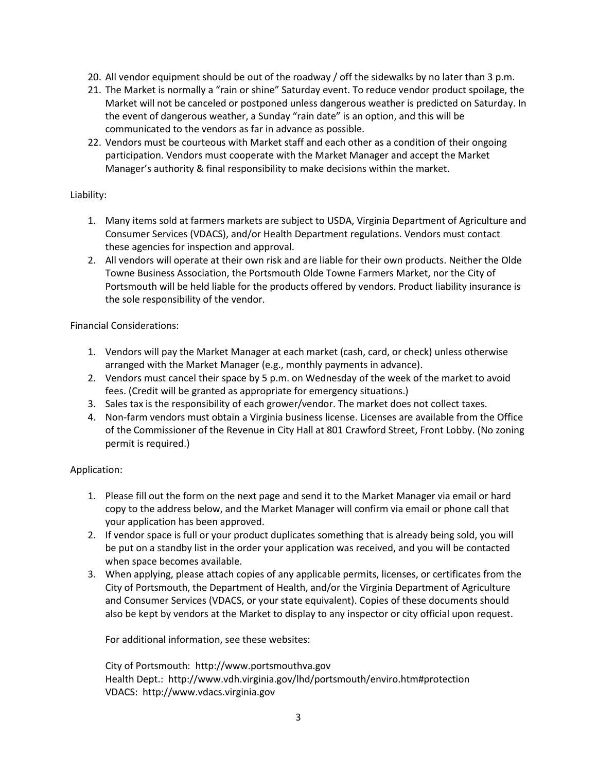20. All vendor equipment should be out of the roadway / off the sidewalks by no later than 3 p.m.
21. The Market is normally a "rain or shine" Saturday event. To reduce vendor product spoilage, the Market will not be canceled or postponed unless dangerous weather is predicted on Saturday. In the event of dangerous weather, a Sunday "rain date" is an option, and this will be communicated to the vendors as far in advance as possible.
22. Vendors must be courteous with Market staff and each other as a condition of their ongoing participation. Vendors must cooperate with the Market Manager and accept the Market Manager's authority & final responsibility to make decisions within the market.

Liability:

1. Many items sold at farmers markets are subject to USDA, Virginia Department of Agriculture and Consumer Services (VDACS), and/or Health Department regulations. Vendors must contact these agencies for inspection and approval.
2. All vendors will operate at their own risk and are liable for their own products. Neither the Olde Towne Business Association, the Portsmouth Olde Towne Farmers Market, nor the City of Portsmouth will be held liable for the products offered by vendors. Product liability insurance is the sole responsibility of the vendor.

Financial Considerations:

1. Vendors will pay the Market Manager at each market (cash, card, or check) unless otherwise arranged with the Market Manager (e.g., monthly payments in advance).
2. Vendors must cancel their space by 5 p.m. on Wednesday of the week of the market to avoid fees. (Credit will be granted as appropriate for emergency situations.)
3. Sales tax is the responsibility of each grower/vendor. The market does not collect taxes.
4. Non-farm vendors must obtain a Virginia business license. Licenses are available from the Office of the Commissioner of the Revenue in City Hall at 801 Crawford Street, Front Lobby. (No zoning permit is required.)

Application:

1. Please fill out the form on the next page and send it to the Market Manager via email or hard copy to the address below, and the Market Manager will confirm via email or phone call that your application has been approved.
2. If vendor space is full or your product duplicates something that is already being sold, you will be put on a standby list in the order your application was received, and you will be contacted when space becomes available.
3. When applying, please attach copies of any applicable permits, licenses, or certificates from the City of Portsmouth, the Department of Health, and/or the Virginia Department of Agriculture and Consumer Services (VDACS, or your state equivalent). Copies of these documents should also be kept by vendors at the Market to display to any inspector or city official upon request.

   For additional information, see these websites:

   City of Portsmouth: http://www.portsmouthva.gov
   Health Dept.: http://www.vdh.virginia.gov/lhd/portsmouth/enviro.htm#protection
   VDACS: http://www.vdacs.virginia.gov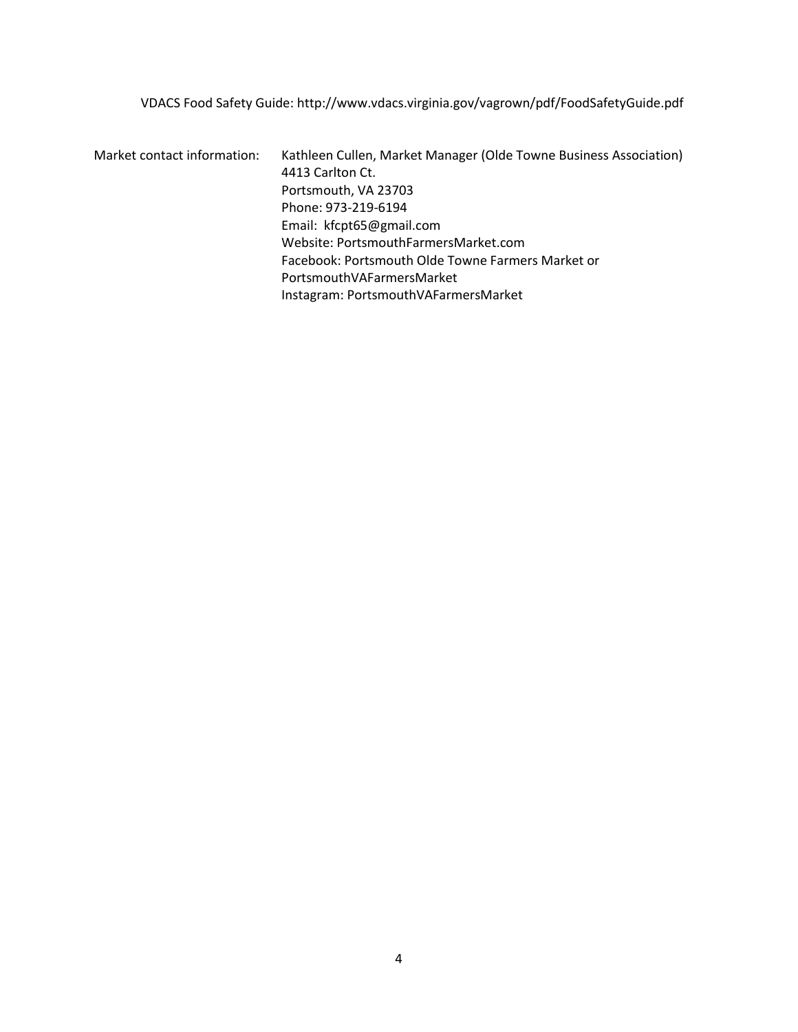VDACS Food Safety Guide: http://www.vdacs.virginia.gov/vagrown/pdf/FoodSafetyGuide.pdf

Market contact information:

Kathleen Cullen, Market Manager (Olde Towne Business Association)
4413 Carlton Ct.
Portsmouth, VA 23703
Phone: 973-219-6194
Email: kfcpt65@gmail.com
Website: PortsmouthFarmersMarket.com
Facebook: Portsmouth Olde Towne Farmers Market or PortsmouthVAFarmersMarket
Instagram: PortsmouthVAFarmersMarket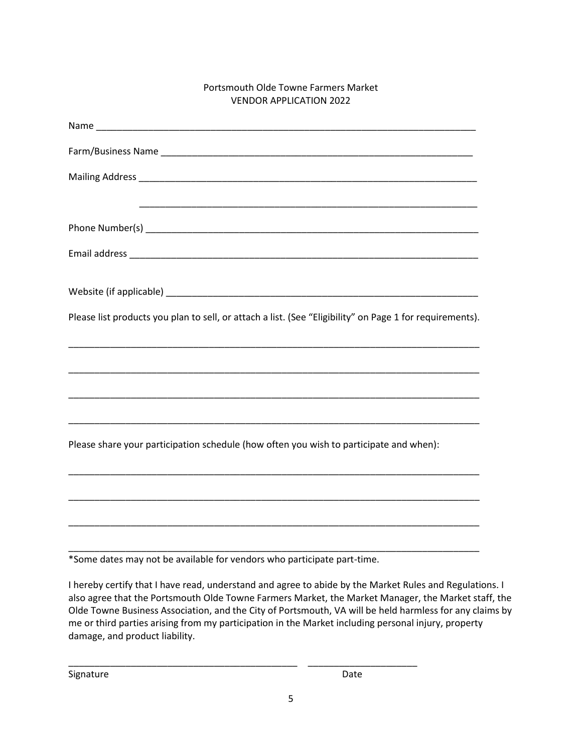Portsmouth Olde Towne Farmers Market
VENDOR APPLICATION 2022

Name ___________________________________________________________________________

Farm/Business Name _______________________________________________________________

Mailing Address __________________________________________________________________

_________________________________________________________________

Phone Number(s) _________________________________________________________________

Email address ____________________________________________________________________

Website (if applicable) _____________________________________________________________

Please list products you plan to sell, or attach a list. (See "Eligibility" on Page 1 for requirements).

________________________________________________________________________________

________________________________________________________________________________

________________________________________________________________________________

________________________________________________________________________________

Please share your participation schedule (how often you wish to participate and when):

________________________________________________________________________________

________________________________________________________________________________

________________________________________________________________________________

________________________________________________________________________________

*Some dates may not be available for vendors who participate part-time.

I hereby certify that I have read, understand and agree to abide by the Market Rules and Regulations. I also agree that the Portsmouth Olde Towne Farmers Market, the Market Manager, the Market staff, the Olde Towne Business Association, and the City of Portsmouth, VA will be held harmless for any claims by me or third parties arising from my participation in the Market including personal injury, property damage, and product liability.

____________________________________________ ____________________

Signature Date